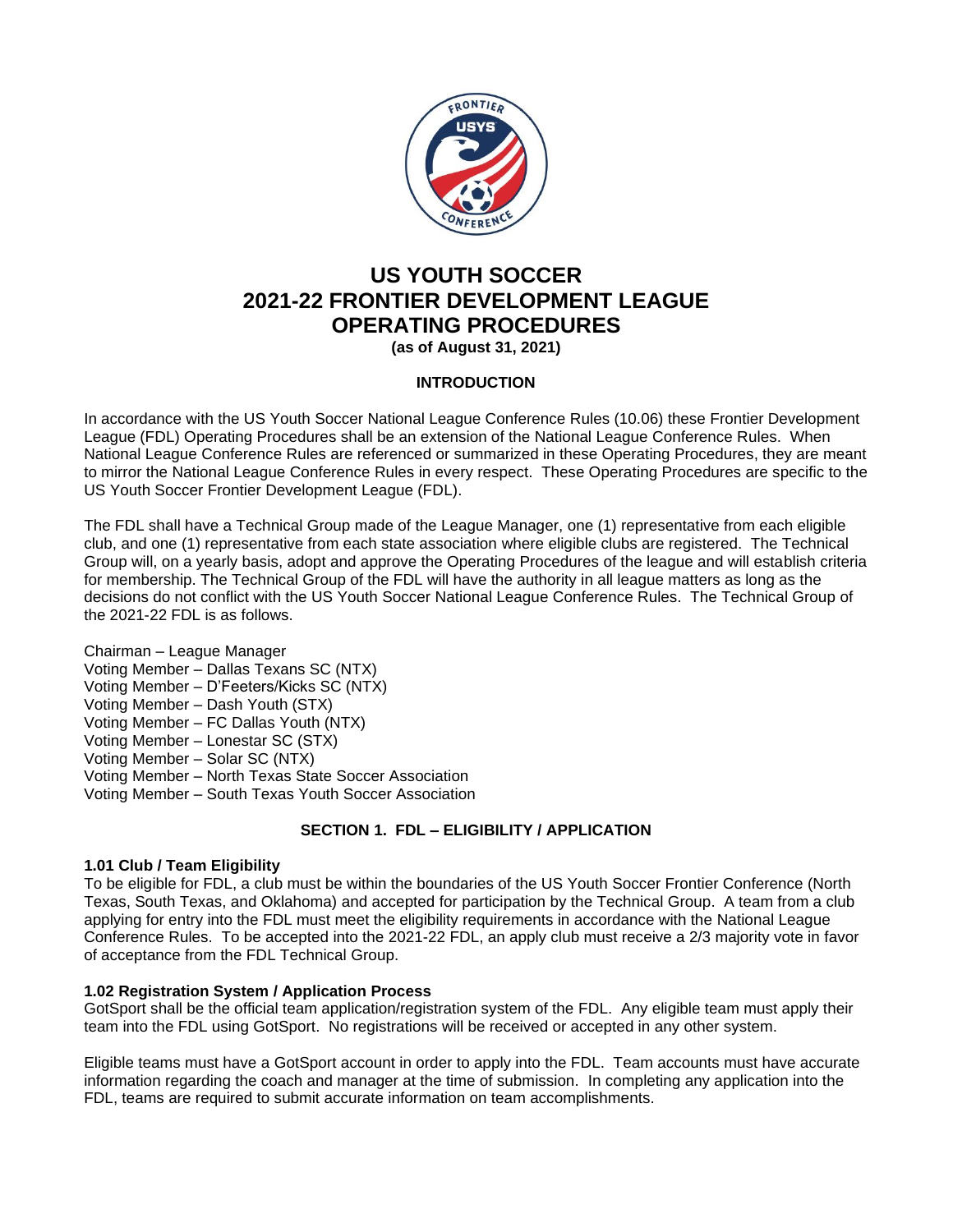# US YOUTH SOCCER
# 2021-22 FRONTIER DEVELOPMENT LEAGUE
# OPERATING PROCEDURES

**(as of August 31, 2021)**

## INTRODUCTION

In accordance with the US Youth Soccer National League Conference Rules (10.06) these Frontier Development League (FDL) Operating Procedures shall be an extension of the National League Conference Rules. When National League Conference Rules are referenced or summarized in these Operating Procedures, they are meant to mirror the National League Conference Rules in every respect. These Operating Procedures are specific to the US Youth Soccer Frontier Development League (FDL).

The FDL shall have a Technical Group made of the League Manager, one (1) representative from each eligible club, and one (1) representative from each state association where eligible clubs are registered. The Technical Group will, on a yearly basis, adopt and approve the Operating Procedures of the league and will establish criteria for membership. The Technical Group of the FDL will have the authority in all league matters as long as the decisions do not conflict with the US Youth Soccer National League Conference Rules. The Technical Group of the 2021-22 FDL is as follows.

Chairman – League Manager
Voting Member – Dallas Texans SC (NTX)
Voting Member – D'Feeters/Kicks SC (NTX)
Voting Member – Dash Youth (STX)
Voting Member – FC Dallas Youth (NTX)
Voting Member – Lonestar SC (STX)
Voting Member – Solar SC (NTX)
Voting Member – North Texas State Soccer Association
Voting Member – South Texas Youth Soccer Association

## SECTION 1. FDL – ELIGIBILITY / APPLICATION

### 1.01 Club / Team Eligibility

To be eligible for FDL, a club must be within the boundaries of the US Youth Soccer Frontier Conference (North Texas, South Texas, and Oklahoma) and accepted for participation by the Technical Group. A team from a club applying for entry into the FDL must meet the eligibility requirements in accordance with the National League Conference Rules. To be accepted into the 2021-22 FDL, an apply club must receive a 2/3 majority vote in favor of acceptance from the FDL Technical Group.

### 1.02 Registration System / Application Process

GotSport shall be the official team application/registration system of the FDL. Any eligible team must apply their team into the FDL using GotSport. No registrations will be received or accepted in any other system.

Eligible teams must have a GotSport account in order to apply into the FDL. Team accounts must have accurate information regarding the coach and manager at the time of submission. In completing any application into the FDL, teams are required to submit accurate information on team accomplishments.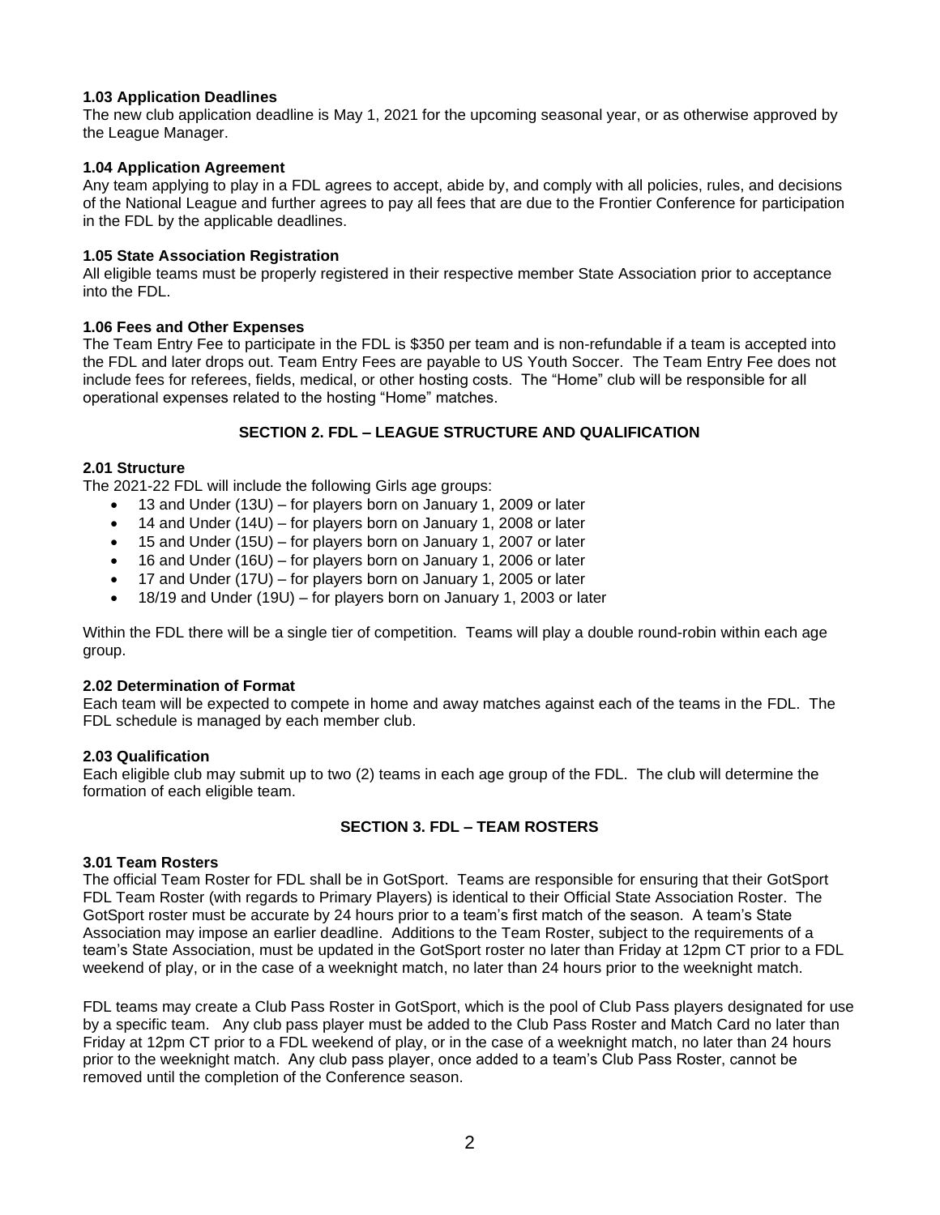### 1.03 Application Deadlines

The new club application deadline is May 1, 2021 for the upcoming seasonal year, or as otherwise approved by the League Manager.

### 1.04 Application Agreement

Any team applying to play in a FDL agrees to accept, abide by, and comply with all policies, rules, and decisions of the National League and further agrees to pay all fees that are due to the Frontier Conference for participation in the FDL by the applicable deadlines.

### 1.05 State Association Registration

All eligible teams must be properly registered in their respective member State Association prior to acceptance into the FDL.

### 1.06 Fees and Other Expenses

The Team Entry Fee to participate in the FDL is $350 per team and is non-refundable if a team is accepted into the FDL and later drops out. Team Entry Fees are payable to US Youth Soccer. The Team Entry Fee does not include fees for referees, fields, medical, or other hosting costs. The "Home" club will be responsible for all operational expenses related to the hosting "Home" matches.

## SECTION 2. FDL – LEAGUE STRUCTURE AND QUALIFICATION

### 2.01 Structure

The 2021-22 FDL will include the following Girls age groups:

- 13 and Under (13U) – for players born on January 1, 2009 or later
- 14 and Under (14U) – for players born on January 1, 2008 or later
- 15 and Under (15U) – for players born on January 1, 2007 or later
- 16 and Under (16U) – for players born on January 1, 2006 or later
- 17 and Under (17U) – for players born on January 1, 2005 or later
- 18/19 and Under (19U) – for players born on January 1, 2003 or later

Within the FDL there will be a single tier of competition. Teams will play a double round-robin within each age group.

### 2.02 Determination of Format

Each team will be expected to compete in home and away matches against each of the teams in the FDL. The FDL schedule is managed by each member club.

### 2.03 Qualification

Each eligible club may submit up to two (2) teams in each age group of the FDL. The club will determine the formation of each eligible team.

## SECTION 3. FDL – TEAM ROSTERS

### 3.01 Team Rosters

The official Team Roster for FDL shall be in GotSport. Teams are responsible for ensuring that their GotSport FDL Team Roster (with regards to Primary Players) is identical to their Official State Association Roster. The GotSport roster must be accurate by 24 hours prior to a team's first match of the season. A team's State Association may impose an earlier deadline. Additions to the Team Roster, subject to the requirements of a team's State Association, must be updated in the GotSport roster no later than Friday at 12pm CT prior to a FDL weekend of play, or in the case of a weeknight match, no later than 24 hours prior to the weeknight match.

FDL teams may create a Club Pass Roster in GotSport, which is the pool of Club Pass players designated for use by a specific team. Any club pass player must be added to the Club Pass Roster and Match Card no later than Friday at 12pm CT prior to a FDL weekend of play, or in the case of a weeknight match, no later than 24 hours prior to the weeknight match. Any club pass player, once added to a team's Club Pass Roster, cannot be removed until the completion of the Conference season.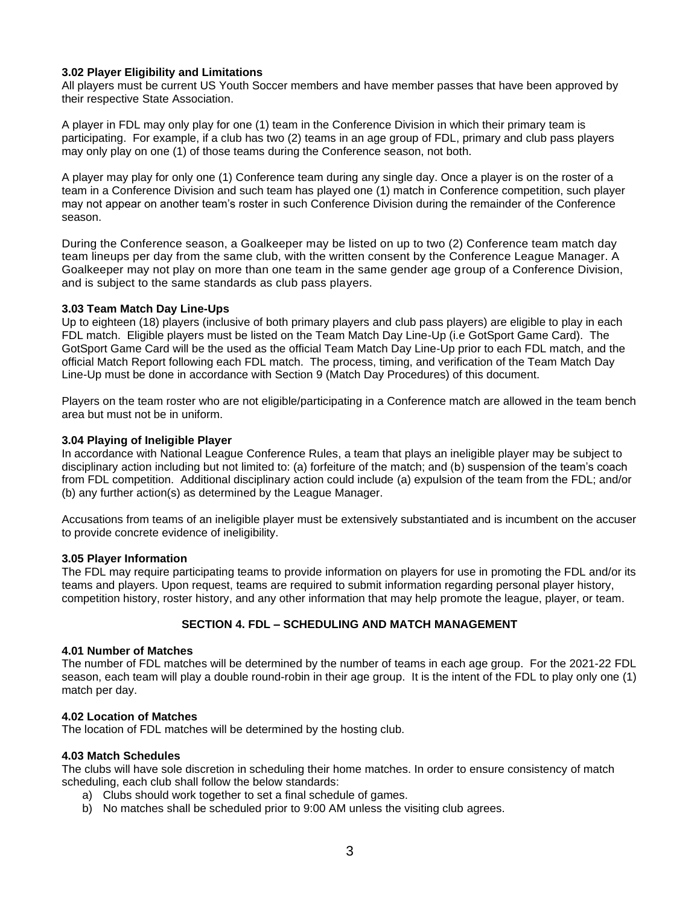**3.02 Player Eligibility and Limitations**

All players must be current US Youth Soccer members and have member passes that have been approved by their respective State Association.

A player in FDL may only play for one (1) team in the Conference Division in which their primary team is participating. For example, if a club has two (2) teams in an age group of FDL, primary and club pass players may only play on one (1) of those teams during the Conference season, not both.

A player may play for only one (1) Conference team during any single day. Once a player is on the roster of a team in a Conference Division and such team has played one (1) match in Conference competition, such player may not appear on another team's roster in such Conference Division during the remainder of the Conference season.

During the Conference season, a Goalkeeper may be listed on up to two (2) Conference team match day team lineups per day from the same club, with the written consent by the Conference League Manager. A Goalkeeper may not play on more than one team in the same gender age group of a Conference Division, and is subject to the same standards as club pass players.

**3.03 Team Match Day Line-Ups**

Up to eighteen (18) players (inclusive of both primary players and club pass players) are eligible to play in each FDL match. Eligible players must be listed on the Team Match Day Line-Up (i.e GotSport Game Card). The GotSport Game Card will be the used as the official Team Match Day Line-Up prior to each FDL match, and the official Match Report following each FDL match. The process, timing, and verification of the Team Match Day Line-Up must be done in accordance with Section 9 (Match Day Procedures) of this document.

Players on the team roster who are not eligible/participating in a Conference match are allowed in the team bench area but must not be in uniform.

**3.04 Playing of Ineligible Player**

In accordance with National League Conference Rules, a team that plays an ineligible player may be subject to disciplinary action including but not limited to: (a) forfeiture of the match; and (b) suspension of the team's coach from FDL competition. Additional disciplinary action could include (a) expulsion of the team from the FDL; and/or (b) any further action(s) as determined by the League Manager.

Accusations from teams of an ineligible player must be extensively substantiated and is incumbent on the accuser to provide concrete evidence of ineligibility.

**3.05 Player Information**

The FDL may require participating teams to provide information on players for use in promoting the FDL and/or its teams and players. Upon request, teams are required to submit information regarding personal player history, competition history, roster history, and any other information that may help promote the league, player, or team.

## SECTION 4. FDL – SCHEDULING AND MATCH MANAGEMENT

**4.01 Number of Matches**

The number of FDL matches will be determined by the number of teams in each age group. For the 2021-22 FDL season, each team will play a double round-robin in their age group. It is the intent of the FDL to play only one (1) match per day.

**4.02 Location of Matches**

The location of FDL matches will be determined by the hosting club.

**4.03 Match Schedules**

The clubs will have sole discretion in scheduling their home matches. In order to ensure consistency of match scheduling, each club shall follow the below standards:

a) Clubs should work together to set a final schedule of games.
b) No matches shall be scheduled prior to 9:00 AM unless the visiting club agrees.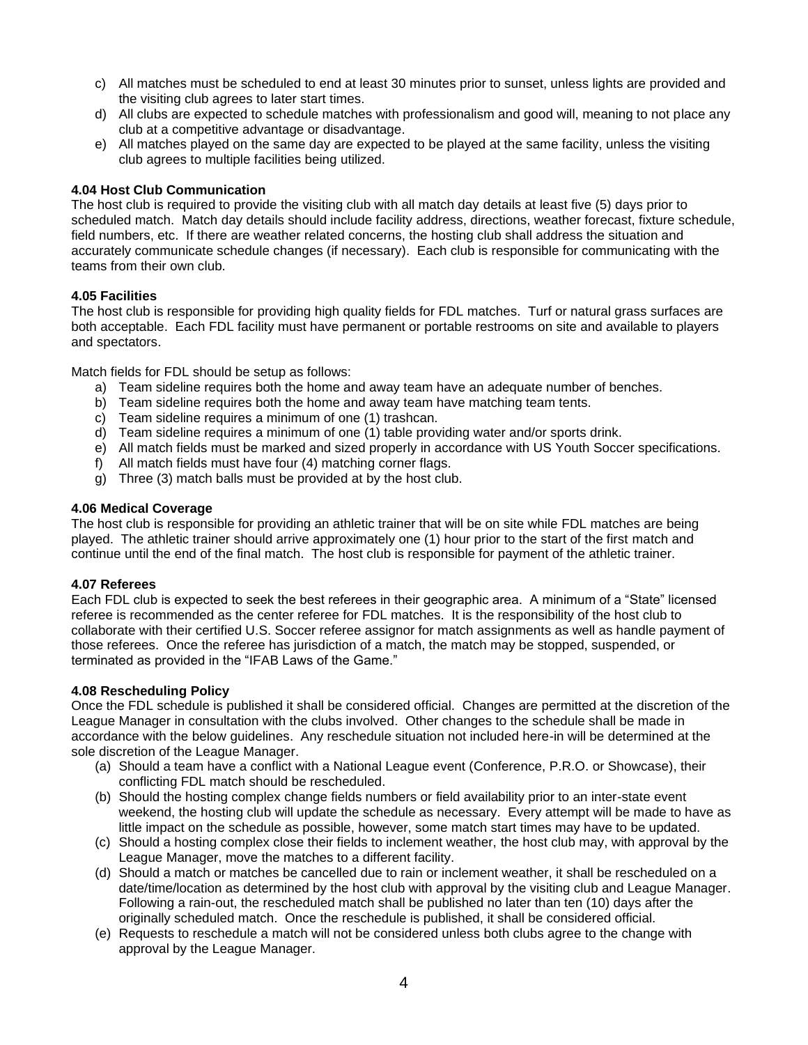c) All matches must be scheduled to end at least 30 minutes prior to sunset, unless lights are provided and the visiting club agrees to later start times.
d) All clubs are expected to schedule matches with professionalism and good will, meaning to not place any club at a competitive advantage or disadvantage.
e) All matches played on the same day are expected to be played at the same facility, unless the visiting club agrees to multiple facilities being utilized.

**4.04 Host Club Communication**

The host club is required to provide the visiting club with all match day details at least five (5) days prior to scheduled match. Match day details should include facility address, directions, weather forecast, fixture schedule, field numbers, etc. If there are weather related concerns, the hosting club shall address the situation and accurately communicate schedule changes (if necessary). Each club is responsible for communicating with the teams from their own club.

**4.05 Facilities**

The host club is responsible for providing high quality fields for FDL matches. Turf or natural grass surfaces are both acceptable. Each FDL facility must have permanent or portable restrooms on site and available to players and spectators.

Match fields for FDL should be setup as follows:

a) Team sideline requires both the home and away team have an adequate number of benches.
b) Team sideline requires both the home and away team have matching team tents.
c) Team sideline requires a minimum of one (1) trashcan.
d) Team sideline requires a minimum of one (1) table providing water and/or sports drink.
e) All match fields must be marked and sized properly in accordance with US Youth Soccer specifications.
f) All match fields must have four (4) matching corner flags.
g) Three (3) match balls must be provided at by the host club.

**4.06 Medical Coverage**

The host club is responsible for providing an athletic trainer that will be on site while FDL matches are being played. The athletic trainer should arrive approximately one (1) hour prior to the start of the first match and continue until the end of the final match. The host club is responsible for payment of the athletic trainer.

**4.07 Referees**

Each FDL club is expected to seek the best referees in their geographic area. A minimum of a "State" licensed referee is recommended as the center referee for FDL matches. It is the responsibility of the host club to collaborate with their certified U.S. Soccer referee assignor for match assignments as well as handle payment of those referees. Once the referee has jurisdiction of a match, the match may be stopped, suspended, or terminated as provided in the "IFAB Laws of the Game."

**4.08 Rescheduling Policy**

Once the FDL schedule is published it shall be considered official. Changes are permitted at the discretion of the League Manager in consultation with the clubs involved. Other changes to the schedule shall be made in accordance with the below guidelines. Any reschedule situation not included here-in will be determined at the sole discretion of the League Manager.

(a) Should a team have a conflict with a National League event (Conference, P.R.O. or Showcase), their conflicting FDL match should be rescheduled.
(b) Should the hosting complex change fields numbers or field availability prior to an inter-state event weekend, the hosting club will update the schedule as necessary. Every attempt will be made to have as little impact on the schedule as possible, however, some match start times may have to be updated.
(c) Should a hosting complex close their fields to inclement weather, the host club may, with approval by the League Manager, move the matches to a different facility.
(d) Should a match or matches be cancelled due to rain or inclement weather, it shall be rescheduled on a date/time/location as determined by the host club with approval by the visiting club and League Manager. Following a rain-out, the rescheduled match shall be published no later than ten (10) days after the originally scheduled match. Once the reschedule is published, it shall be considered official.
(e) Requests to reschedule a match will not be considered unless both clubs agree to the change with approval by the League Manager.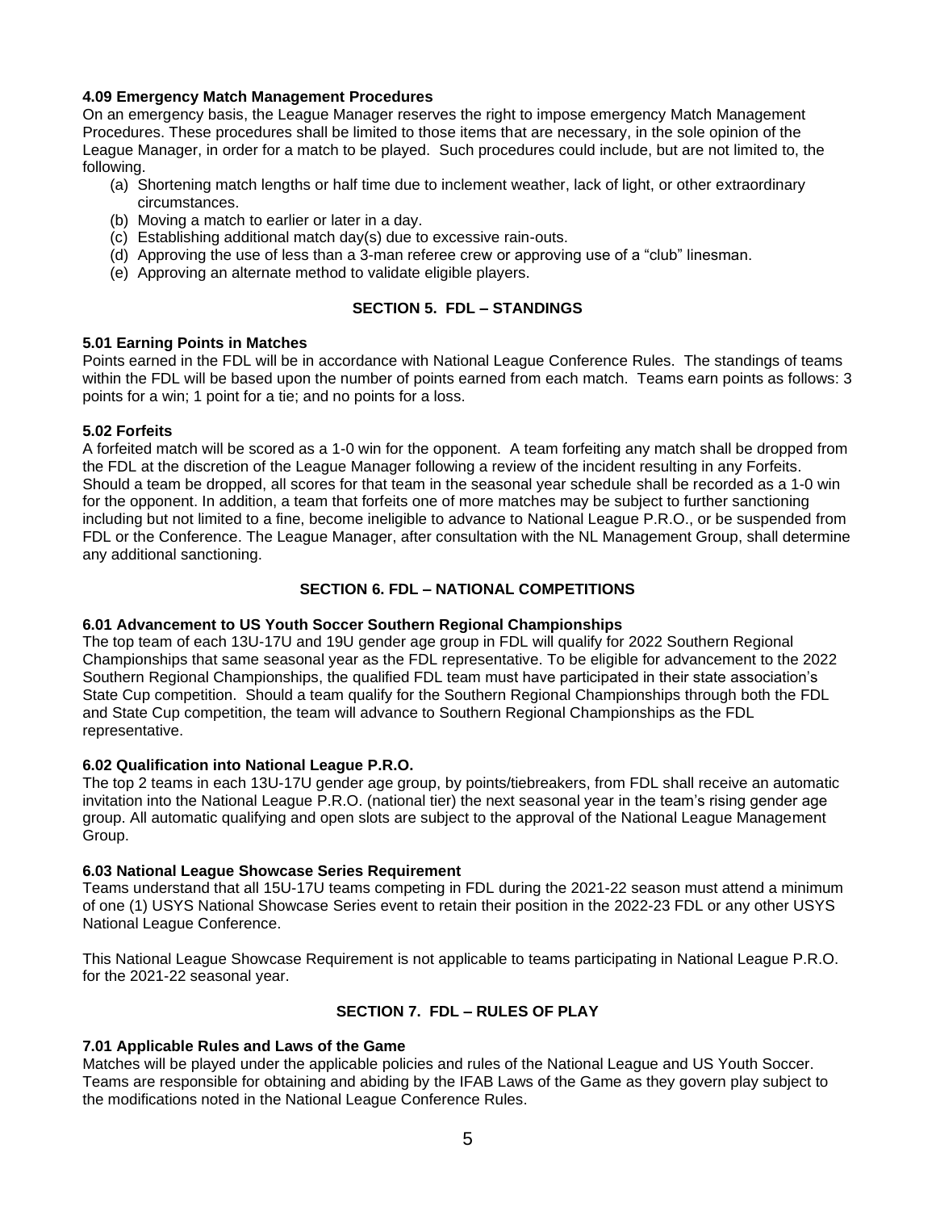#### 4.09 Emergency Match Management Procedures

On an emergency basis, the League Manager reserves the right to impose emergency Match Management Procedures. These procedures shall be limited to those items that are necessary, in the sole opinion of the League Manager, in order for a match to be played. Such procedures could include, but are not limited to, the following.

(a) Shortening match lengths or half time due to inclement weather, lack of light, or other extraordinary circumstances.
(b) Moving a match to earlier or later in a day.
(c) Establishing additional match day(s) due to excessive rain-outs.
(d) Approving the use of less than a 3-man referee crew or approving use of a "club" linesman.
(e) Approving an alternate method to validate eligible players.

## SECTION 5. FDL – STANDINGS

#### 5.01 Earning Points in Matches

Points earned in the FDL will be in accordance with National League Conference Rules. The standings of teams within the FDL will be based upon the number of points earned from each match. Teams earn points as follows: 3 points for a win; 1 point for a tie; and no points for a loss.

#### 5.02 Forfeits

A forfeited match will be scored as a 1-0 win for the opponent. A team forfeiting any match shall be dropped from the FDL at the discretion of the League Manager following a review of the incident resulting in any Forfeits. Should a team be dropped, all scores for that team in the seasonal year schedule shall be recorded as a 1-0 win for the opponent. In addition, a team that forfeits one of more matches may be subject to further sanctioning including but not limited to a fine, become ineligible to advance to National League P.R.O., or be suspended from FDL or the Conference. The League Manager, after consultation with the NL Management Group, shall determine any additional sanctioning.

## SECTION 6. FDL – NATIONAL COMPETITIONS

#### 6.01 Advancement to US Youth Soccer Southern Regional Championships

The top team of each 13U-17U and 19U gender age group in FDL will qualify for 2022 Southern Regional Championships that same seasonal year as the FDL representative. To be eligible for advancement to the 2022 Southern Regional Championships, the qualified FDL team must have participated in their state association's State Cup competition. Should a team qualify for the Southern Regional Championships through both the FDL and State Cup competition, the team will advance to Southern Regional Championships as the FDL representative.

#### 6.02 Qualification into National League P.R.O.

The top 2 teams in each 13U-17U gender age group, by points/tiebreakers, from FDL shall receive an automatic invitation into the National League P.R.O. (national tier) the next seasonal year in the team's rising gender age group. All automatic qualifying and open slots are subject to the approval of the National League Management Group.

#### 6.03 National League Showcase Series Requirement

Teams understand that all 15U-17U teams competing in FDL during the 2021-22 season must attend a minimum of one (1) USYS National Showcase Series event to retain their position in the 2022-23 FDL or any other USYS National League Conference.

This National League Showcase Requirement is not applicable to teams participating in National League P.R.O. for the 2021-22 seasonal year.

## SECTION 7. FDL – RULES OF PLAY

#### 7.01 Applicable Rules and Laws of the Game

Matches will be played under the applicable policies and rules of the National League and US Youth Soccer. Teams are responsible for obtaining and abiding by the IFAB Laws of the Game as they govern play subject to the modifications noted in the National League Conference Rules.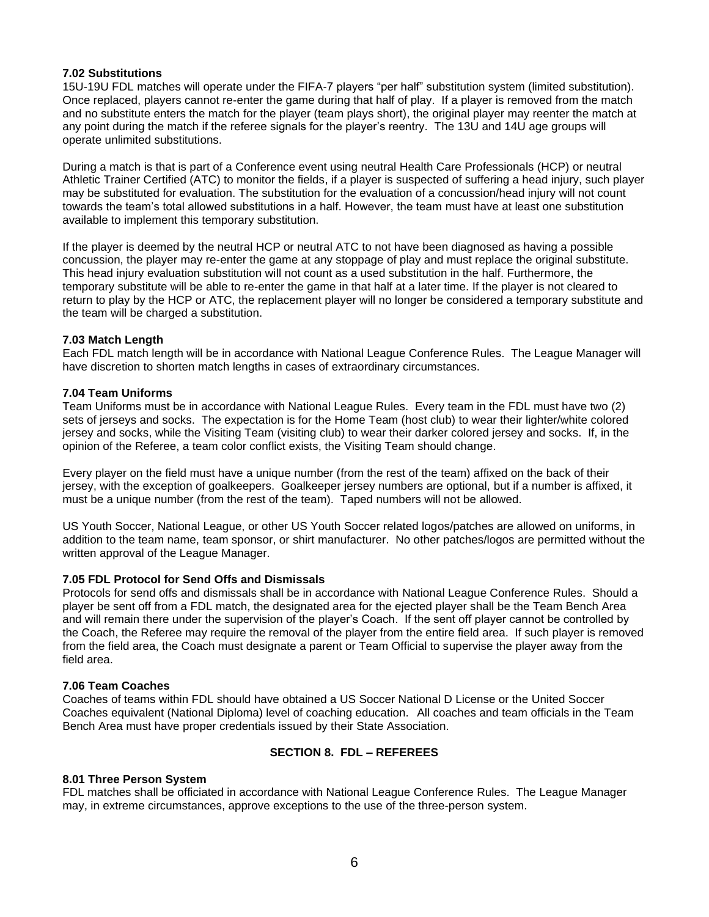### 7.02 Substitutions

15U-19U FDL matches will operate under the FIFA-7 players "per half" substitution system (limited substitution). Once replaced, players cannot re-enter the game during that half of play. If a player is removed from the match and no substitute enters the match for the player (team plays short), the original player may reenter the match at any point during the match if the referee signals for the player's reentry. The 13U and 14U age groups will operate unlimited substitutions.

During a match is that is part of a Conference event using neutral Health Care Professionals (HCP) or neutral Athletic Trainer Certified (ATC) to monitor the fields, if a player is suspected of suffering a head injury, such player may be substituted for evaluation. The substitution for the evaluation of a concussion/head injury will not count towards the team's total allowed substitutions in a half. However, the team must have at least one substitution available to implement this temporary substitution.

If the player is deemed by the neutral HCP or neutral ATC to not have been diagnosed as having a possible concussion, the player may re-enter the game at any stoppage of play and must replace the original substitute. This head injury evaluation substitution will not count as a used substitution in the half. Furthermore, the temporary substitute will be able to re-enter the game in that half at a later time. If the player is not cleared to return to play by the HCP or ATC, the replacement player will no longer be considered a temporary substitute and the team will be charged a substitution.

### 7.03 Match Length

Each FDL match length will be in accordance with National League Conference Rules. The League Manager will have discretion to shorten match lengths in cases of extraordinary circumstances.

### 7.04 Team Uniforms

Team Uniforms must be in accordance with National League Rules. Every team in the FDL must have two (2) sets of jerseys and socks. The expectation is for the Home Team (host club) to wear their lighter/white colored jersey and socks, while the Visiting Team (visiting club) to wear their darker colored jersey and socks. If, in the opinion of the Referee, a team color conflict exists, the Visiting Team should change.

Every player on the field must have a unique number (from the rest of the team) affixed on the back of their jersey, with the exception of goalkeepers. Goalkeeper jersey numbers are optional, but if a number is affixed, it must be a unique number (from the rest of the team). Taped numbers will not be allowed.

US Youth Soccer, National League, or other US Youth Soccer related logos/patches are allowed on uniforms, in addition to the team name, team sponsor, or shirt manufacturer. No other patches/logos are permitted without the written approval of the League Manager.

### 7.05 FDL Protocol for Send Offs and Dismissals

Protocols for send offs and dismissals shall be in accordance with National League Conference Rules. Should a player be sent off from a FDL match, the designated area for the ejected player shall be the Team Bench Area and will remain there under the supervision of the player's Coach. If the sent off player cannot be controlled by the Coach, the Referee may require the removal of the player from the entire field area. If such player is removed from the field area, the Coach must designate a parent or Team Official to supervise the player away from the field area.

### 7.06 Team Coaches

Coaches of teams within FDL should have obtained a US Soccer National D License or the United Soccer Coaches equivalent (National Diploma) level of coaching education. All coaches and team officials in the Team Bench Area must have proper credentials issued by their State Association.

## SECTION 8. FDL – REFEREES

### 8.01 Three Person System

FDL matches shall be officiated in accordance with National League Conference Rules. The League Manager may, in extreme circumstances, approve exceptions to the use of the three-person system.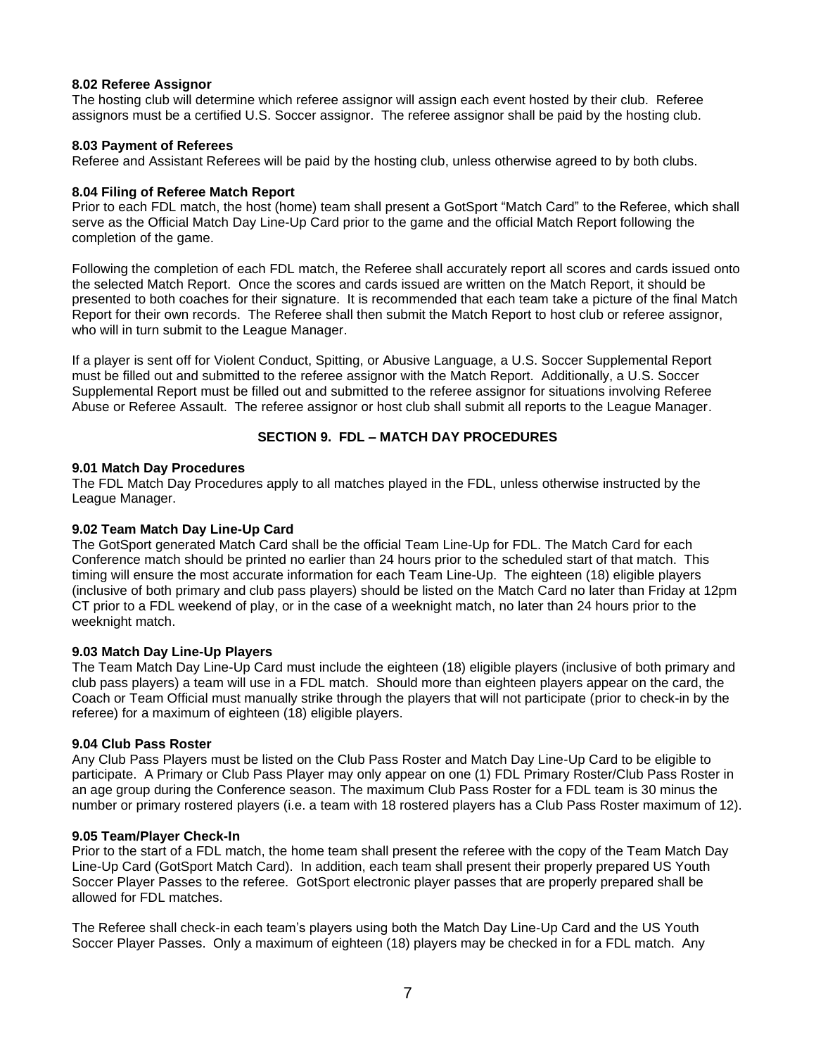**8.02 Referee Assignor**
The hosting club will determine which referee assignor will assign each event hosted by their club. Referee assignors must be a certified U.S. Soccer assignor. The referee assignor shall be paid by the hosting club.

**8.03 Payment of Referees**
Referee and Assistant Referees will be paid by the hosting club, unless otherwise agreed to by both clubs.

**8.04 Filing of Referee Match Report**
Prior to each FDL match, the host (home) team shall present a GotSport "Match Card" to the Referee, which shall serve as the Official Match Day Line-Up Card prior to the game and the official Match Report following the completion of the game.

Following the completion of each FDL match, the Referee shall accurately report all scores and cards issued onto the selected Match Report. Once the scores and cards issued are written on the Match Report, it should be presented to both coaches for their signature. It is recommended that each team take a picture of the final Match Report for their own records. The Referee shall then submit the Match Report to host club or referee assignor, who will in turn submit to the League Manager.

If a player is sent off for Violent Conduct, Spitting, or Abusive Language, a U.S. Soccer Supplemental Report must be filled out and submitted to the referee assignor with the Match Report. Additionally, a U.S. Soccer Supplemental Report must be filled out and submitted to the referee assignor for situations involving Referee Abuse or Referee Assault. The referee assignor or host club shall submit all reports to the League Manager.

## SECTION 9. FDL – MATCH DAY PROCEDURES

**9.01 Match Day Procedures**
The FDL Match Day Procedures apply to all matches played in the FDL, unless otherwise instructed by the League Manager.

**9.02 Team Match Day Line-Up Card**
The GotSport generated Match Card shall be the official Team Line-Up for FDL. The Match Card for each Conference match should be printed no earlier than 24 hours prior to the scheduled start of that match. This timing will ensure the most accurate information for each Team Line-Up. The eighteen (18) eligible players (inclusive of both primary and club pass players) should be listed on the Match Card no later than Friday at 12pm CT prior to a FDL weekend of play, or in the case of a weeknight match, no later than 24 hours prior to the weeknight match.

**9.03 Match Day Line-Up Players**
The Team Match Day Line-Up Card must include the eighteen (18) eligible players (inclusive of both primary and club pass players) a team will use in a FDL match. Should more than eighteen players appear on the card, the Coach or Team Official must manually strike through the players that will not participate (prior to check-in by the referee) for a maximum of eighteen (18) eligible players.

**9.04 Club Pass Roster**
Any Club Pass Players must be listed on the Club Pass Roster and Match Day Line-Up Card to be eligible to participate. A Primary or Club Pass Player may only appear on one (1) FDL Primary Roster/Club Pass Roster in an age group during the Conference season. The maximum Club Pass Roster for a FDL team is 30 minus the number or primary rostered players (i.e. a team with 18 rostered players has a Club Pass Roster maximum of 12).

**9.05 Team/Player Check-In**
Prior to the start of a FDL match, the home team shall present the referee with the copy of the Team Match Day Line-Up Card (GotSport Match Card). In addition, each team shall present their properly prepared US Youth Soccer Player Passes to the referee. GotSport electronic player passes that are properly prepared shall be allowed for FDL matches.

The Referee shall check-in each team's players using both the Match Day Line-Up Card and the US Youth Soccer Player Passes. Only a maximum of eighteen (18) players may be checked in for a FDL match. Any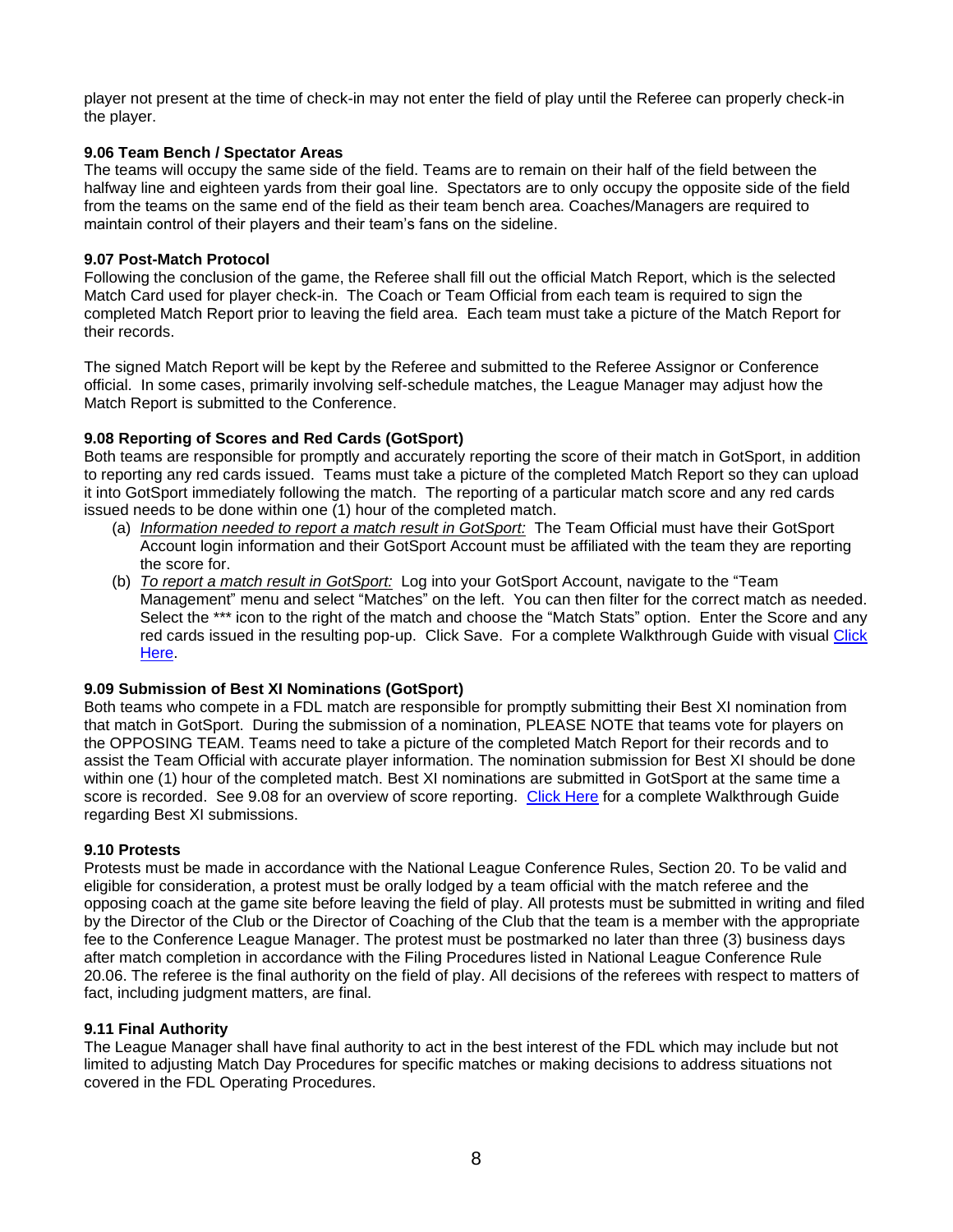player not present at the time of check-in may not enter the field of play until the Referee can properly check-in the player.

**9.06 Team Bench / Spectator Areas**

The teams will occupy the same side of the field. Teams are to remain on their half of the field between the halfway line and eighteen yards from their goal line. Spectators are to only occupy the opposite side of the field from the teams on the same end of the field as their team bench area. Coaches/Managers are required to maintain control of their players and their team's fans on the sideline.

**9.07 Post-Match Protocol**

Following the conclusion of the game, the Referee shall fill out the official Match Report, which is the selected Match Card used for player check-in. The Coach or Team Official from each team is required to sign the completed Match Report prior to leaving the field area. Each team must take a picture of the Match Report for their records.

The signed Match Report will be kept by the Referee and submitted to the Referee Assignor or Conference official. In some cases, primarily involving self-schedule matches, the League Manager may adjust how the Match Report is submitted to the Conference.

**9.08 Reporting of Scores and Red Cards (GotSport)**

Both teams are responsible for promptly and accurately reporting the score of their match in GotSport, in addition to reporting any red cards issued. Teams must take a picture of the completed Match Report so they can upload it into GotSport immediately following the match. The reporting of a particular match score and any red cards issued needs to be done within one (1) hour of the completed match.

(a) *Information needed to report a match result in GotSport:* The Team Official must have their GotSport Account login information and their GotSport Account must be affiliated with the team they are reporting the score for.

(b) *To report a match result in GotSport:* Log into your GotSport Account, navigate to the "Team Management" menu and select "Matches" on the left. You can then filter for the correct match as needed. Select the *** icon to the right of the match and choose the "Match Stats" option. Enter the Score and any red cards issued in the resulting pop-up. Click Save. For a complete Walkthrough Guide with visual Click Here.

**9.09 Submission of Best XI Nominations (GotSport)**

Both teams who compete in a FDL match are responsible for promptly submitting their Best XI nomination from that match in GotSport. During the submission of a nomination, PLEASE NOTE that teams vote for players on the OPPOSING TEAM. Teams need to take a picture of the completed Match Report for their records and to assist the Team Official with accurate player information. The nomination submission for Best XI should be done within one (1) hour of the completed match. Best XI nominations are submitted in GotSport at the same time a score is recorded. See 9.08 for an overview of score reporting. Click Here for a complete Walkthrough Guide regarding Best XI submissions.

**9.10 Protests**

Protests must be made in accordance with the National League Conference Rules, Section 20. To be valid and eligible for consideration, a protest must be orally lodged by a team official with the match referee and the opposing coach at the game site before leaving the field of play. All protests must be submitted in writing and filed by the Director of the Club or the Director of Coaching of the Club that the team is a member with the appropriate fee to the Conference League Manager. The protest must be postmarked no later than three (3) business days after match completion in accordance with the Filing Procedures listed in National League Conference Rule 20.06. The referee is the final authority on the field of play. All decisions of the referees with respect to matters of fact, including judgment matters, are final.

**9.11 Final Authority**

The League Manager shall have final authority to act in the best interest of the FDL which may include but not limited to adjusting Match Day Procedures for specific matches or making decisions to address situations not covered in the FDL Operating Procedures.